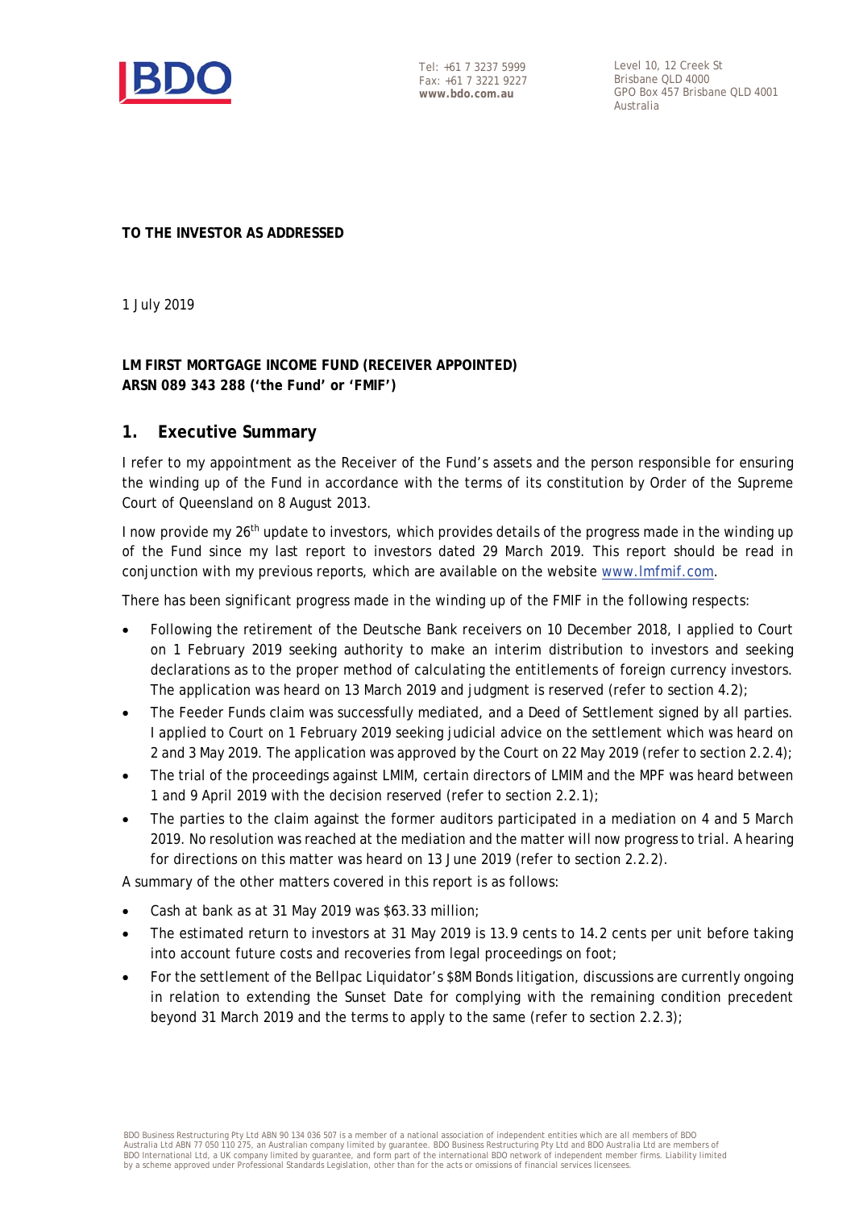Tel: +61 7 3237 5999
Fax: +61 7 3221 9227
**www.bdo.com.au**

Level 10, 12 Creek St
Brisbane QLD 4000
GPO Box 457 Brisbane QLD 4001
Australia

**TO THE INVESTOR AS ADDRESSED**

1 July 2019

**LM FIRST MORTGAGE INCOME FUND (RECEIVER APPOINTED)**
**ARSN 089 343 288 ('the Fund' or 'FMIF')**

## 1. Executive Summary

I refer to my appointment as the Receiver of the Fund's assets and the person responsible for ensuring the winding up of the Fund in accordance with the terms of its constitution by Order of the Supreme Court of Queensland on 8 August 2013.

I now provide my 26th update to investors, which provides details of the progress made in the winding up of the Fund since my last report to investors dated 29 March 2019. This report should be read in conjunction with my previous reports, which are available on the website www.lmfmif.com.

There has been significant progress made in the winding up of the FMIF in the following respects:

- Following the retirement of the Deutsche Bank receivers on 10 December 2018, I applied to Court on 1 February 2019 seeking authority to make an interim distribution to investors and seeking declarations as to the proper method of calculating the entitlements of foreign currency investors. The application was heard on 13 March 2019 and judgment is reserved (refer to section 4.2);
- The Feeder Funds claim was successfully mediated, and a Deed of Settlement signed by all parties. I applied to Court on 1 February 2019 seeking judicial advice on the settlement which was heard on 2 and 3 May 2019. The application was approved by the Court on 22 May 2019 (refer to section 2.2.4);
- The trial of the proceedings against LMIM, certain directors of LMIM and the MPF was heard between 1 and 9 April 2019 with the decision reserved (refer to section 2.2.1);
- The parties to the claim against the former auditors participated in a mediation on 4 and 5 March 2019. No resolution was reached at the mediation and the matter will now progress to trial. A hearing for directions on this matter was heard on 13 June 2019 (refer to section 2.2.2).

A summary of the other matters covered in this report is as follows:

- Cash at bank as at 31 May 2019 was $63.33 million;
- The estimated return to investors at 31 May 2019 is 13.9 cents to 14.2 cents per unit before taking into account future costs and recoveries from legal proceedings on foot;
- For the settlement of the Bellpac Liquidator's $8M Bonds litigation, discussions are currently ongoing in relation to extending the Sunset Date for complying with the remaining condition precedent beyond 31 March 2019 and the terms to apply to the same (refer to section 2.2.3);

BDO Business Restructuring Pty Ltd ABN 90 134 036 507 is a member of a national association of independent entities which are all members of BDO Australia Ltd ABN 77 050 110 275, an Australian company limited by guarantee. BDO Business Restructuring Pty Ltd and BDO Australia Ltd are members of BDO International Ltd, a UK company limited by guarantee, and form part of the international BDO network of independent member firms. Liability limited by a scheme approved under Professional Standards Legislation, other than for the acts or omissions of financial services licensees.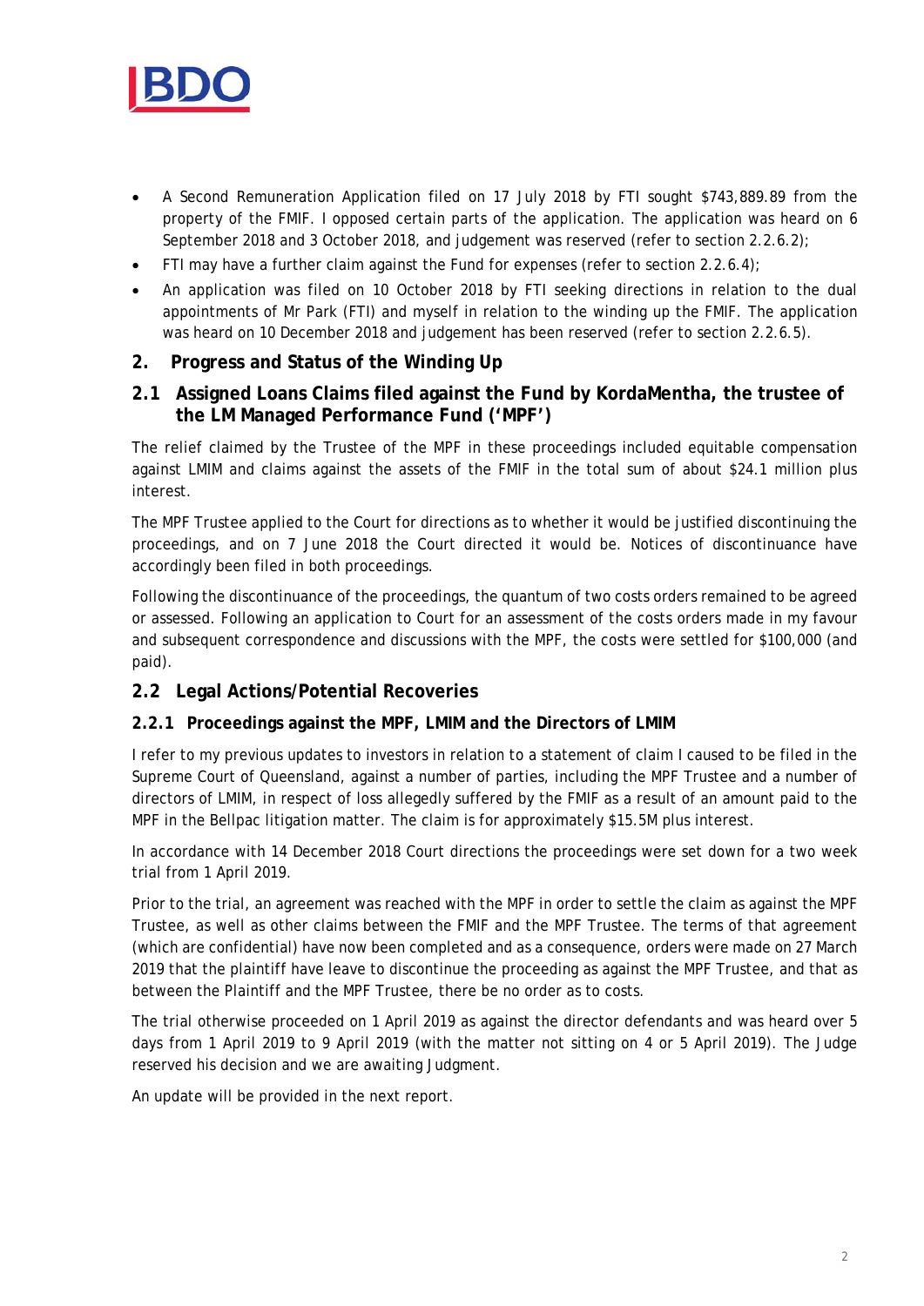- A Second Remuneration Application filed on 17 July 2018 by FTI sought $743,889.89 from the property of the FMIF. I opposed certain parts of the application. The application was heard on 6 September 2018 and 3 October 2018, and judgement was reserved (refer to section 2.2.6.2);
- FTI may have a further claim against the Fund for expenses (refer to section 2.2.6.4);
- An application was filed on 10 October 2018 by FTI seeking directions in relation to the dual appointments of Mr Park (FTI) and myself in relation to the winding up the FMIF. The application was heard on 10 December 2018 and judgement has been reserved (refer to section 2.2.6.5).

## 2. Progress and Status of the Winding Up

### 2.1 Assigned Loans Claims filed against the Fund by KordaMentha, the trustee of the LM Managed Performance Fund ('MPF')

The relief claimed by the Trustee of the MPF in these proceedings included equitable compensation against LMIM and claims against the assets of the FMIF in the total sum of about $24.1 million plus interest.

The MPF Trustee applied to the Court for directions as to whether it would be justified discontinuing the proceedings, and on 7 June 2018 the Court directed it would be. Notices of discontinuance have accordingly been filed in both proceedings.

Following the discontinuance of the proceedings, the quantum of two costs orders remained to be agreed or assessed. Following an application to Court for an assessment of the costs orders made in my favour and subsequent correspondence and discussions with the MPF, the costs were settled for $100,000 (and paid).

### 2.2 Legal Actions/Potential Recoveries

#### 2.2.1 Proceedings against the MPF, LMIM and the Directors of LMIM

I refer to my previous updates to investors in relation to a statement of claim I caused to be filed in the Supreme Court of Queensland, against a number of parties, including the MPF Trustee and a number of directors of LMIM, in respect of loss allegedly suffered by the FMIF as a result of an amount paid to the MPF in the Bellpac litigation matter. The claim is for approximately $15.5M plus interest.

In accordance with 14 December 2018 Court directions the proceedings were set down for a two week trial from 1 April 2019.

Prior to the trial, an agreement was reached with the MPF in order to settle the claim as against the MPF Trustee, as well as other claims between the FMIF and the MPF Trustee. The terms of that agreement (which are confidential) have now been completed and as a consequence, orders were made on 27 March 2019 that the plaintiff have leave to discontinue the proceeding as against the MPF Trustee, and that as between the Plaintiff and the MPF Trustee, there be no order as to costs.

The trial otherwise proceeded on 1 April 2019 as against the director defendants and was heard over 5 days from 1 April 2019 to 9 April 2019 (with the matter not sitting on 4 or 5 April 2019). The Judge reserved his decision and we are awaiting Judgment.

An update will be provided in the next report.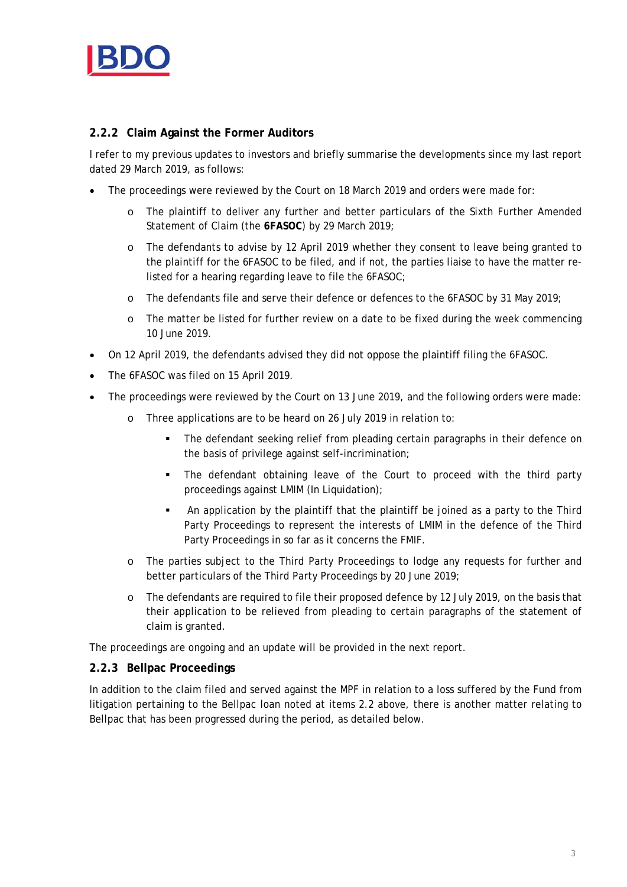### 2.2.2 Claim Against the Former Auditors

I refer to my previous updates to investors and briefly summarise the developments since my last report dated 29 March 2019, as follows:

- The proceedings were reviewed by the Court on 18 March 2019 and orders were made for:
  - The plaintiff to deliver any further and better particulars of the Sixth Further Amended Statement of Claim (the **6FASOC**) by 29 March 2019;
  - The defendants to advise by 12 April 2019 whether they consent to leave being granted to the plaintiff for the 6FASOC to be filed, and if not, the parties liaise to have the matter re-listed for a hearing regarding leave to file the 6FASOC;
  - The defendants file and serve their defence or defences to the 6FASOC by 31 May 2019;
  - The matter be listed for further review on a date to be fixed during the week commencing 10 June 2019.
- On 12 April 2019, the defendants advised they did not oppose the plaintiff filing the 6FASOC.
- The 6FASOC was filed on 15 April 2019.
- The proceedings were reviewed by the Court on 13 June 2019, and the following orders were made:
  - Three applications are to be heard on 26 July 2019 in relation to:
    - The defendant seeking relief from pleading certain paragraphs in their defence on the basis of privilege against self-incrimination;
    - The defendant obtaining leave of the Court to proceed with the third party proceedings against LMIM (In Liquidation);
    - An application by the plaintiff that the plaintiff be joined as a party to the Third Party Proceedings to represent the interests of LMIM in the defence of the Third Party Proceedings in so far as it concerns the FMIF.
  - The parties subject to the Third Party Proceedings to lodge any requests for further and better particulars of the Third Party Proceedings by 20 June 2019;
  - The defendants are required to file their proposed defence by 12 July 2019, on the basis that their application to be relieved from pleading to certain paragraphs of the statement of claim is granted.

The proceedings are ongoing and an update will be provided in the next report.

### 2.2.3 Bellpac Proceedings

In addition to the claim filed and served against the MPF in relation to a loss suffered by the Fund from litigation pertaining to the Bellpac loan noted at items 2.2 above, there is another matter relating to Bellpac that has been progressed during the period, as detailed below.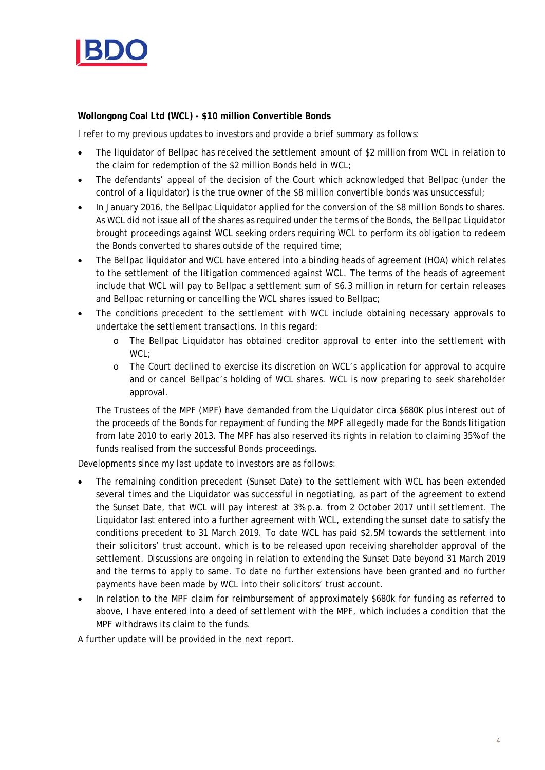**Wollongong Coal Ltd (WCL) - $10 million Convertible Bonds**

I refer to my previous updates to investors and provide a brief summary as follows:

- The liquidator of Bellpac has received the settlement amount of $2 million from WCL in relation to the claim for redemption of the $2 million Bonds held in WCL;
- The defendants' appeal of the decision of the Court which acknowledged that Bellpac (under the control of a liquidator) is the true owner of the $8 million convertible bonds was unsuccessful;
- In January 2016, the Bellpac Liquidator applied for the conversion of the $8 million Bonds to shares. As WCL did not issue all of the shares as required under the terms of the Bonds, the Bellpac Liquidator brought proceedings against WCL seeking orders requiring WCL to perform its obligation to redeem the Bonds converted to shares outside of the required time;
- The Bellpac liquidator and WCL have entered into a binding heads of agreement (HOA) which relates to the settlement of the litigation commenced against WCL. The terms of the heads of agreement include that WCL will pay to Bellpac a settlement sum of $6.3 million in return for certain releases and Bellpac returning or cancelling the WCL shares issued to Bellpac;
- The conditions precedent to the settlement with WCL include obtaining necessary approvals to undertake the settlement transactions. In this regard:
  - The Bellpac Liquidator has obtained creditor approval to enter into the settlement with WCL;
  - The Court declined to exercise its discretion on WCL's application for approval to acquire and or cancel Bellpac's holding of WCL shares. WCL is now preparing to seek shareholder approval.

  The Trustees of the MPF (MPF) have demanded from the Liquidator circa $680K plus interest out of the proceeds of the Bonds for repayment of funding the MPF allegedly made for the Bonds litigation from late 2010 to early 2013. The MPF has also reserved its rights in relation to claiming 35% of the funds realised from the successful Bonds proceedings.

Developments since my last update to investors are as follows:

- The remaining condition precedent (Sunset Date) to the settlement with WCL has been extended several times and the Liquidator was successful in negotiating, as part of the agreement to extend the Sunset Date, that WCL will pay interest at 3% p.a. from 2 October 2017 until settlement. The Liquidator last entered into a further agreement with WCL, extending the sunset date to satisfy the conditions precedent to 31 March 2019. To date WCL has paid $2.5M towards the settlement into their solicitors' trust account, which is to be released upon receiving shareholder approval of the settlement. Discussions are ongoing in relation to extending the Sunset Date beyond 31 March 2019 and the terms to apply to same. To date no further extensions have been granted and no further payments have been made by WCL into their solicitors' trust account.
- In relation to the MPF claim for reimbursement of approximately $680k for funding as referred to above, I have entered into a deed of settlement with the MPF, which includes a condition that the MPF withdraws its claim to the funds.

A further update will be provided in the next report.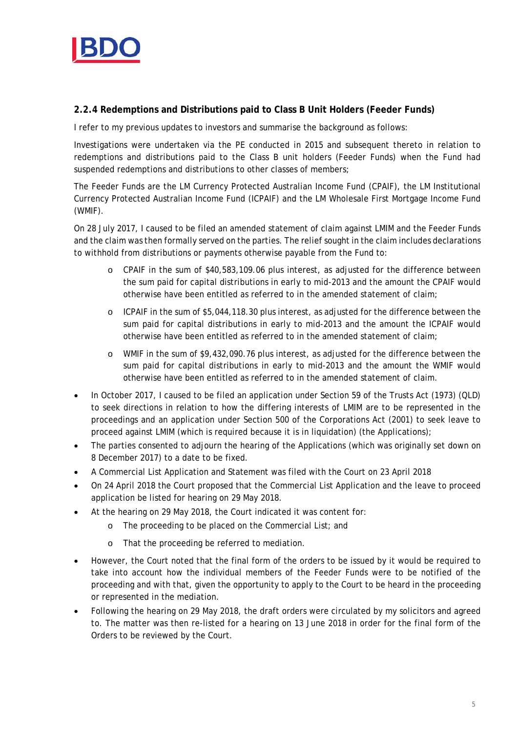### 2.2.4 Redemptions and Distributions paid to Class B Unit Holders (Feeder Funds)

I refer to my previous updates to investors and summarise the background as follows:

Investigations were undertaken via the PE conducted in 2015 and subsequent thereto in relation to redemptions and distributions paid to the Class B unit holders (Feeder Funds) when the Fund had suspended redemptions and distributions to other classes of members;

The Feeder Funds are the LM Currency Protected Australian Income Fund (CPAIF), the LM Institutional Currency Protected Australian Income Fund (ICPAIF) and the LM Wholesale First Mortgage Income Fund (WMIF).

On 28 July 2017, I caused to be filed an amended statement of claim against LMIM and the Feeder Funds and the claim was then formally served on the parties. The relief sought in the claim includes declarations to withhold from distributions or payments otherwise payable from the Fund to:

- CPAIF in the sum of $40,583,109.06 plus interest, as adjusted for the difference between the sum paid for capital distributions in early to mid-2013 and the amount the CPAIF would otherwise have been entitled as referred to in the amended statement of claim;
- ICPAIF in the sum of $5,044,118.30 plus interest, as adjusted for the difference between the sum paid for capital distributions in early to mid-2013 and the amount the ICPAIF would otherwise have been entitled as referred to in the amended statement of claim;
- WMIF in the sum of $9,432,090.76 plus interest, as adjusted for the difference between the sum paid for capital distributions in early to mid-2013 and the amount the WMIF would otherwise have been entitled as referred to in the amended statement of claim.

- In October 2017, I caused to be filed an application under Section 59 of the Trusts Act (1973) (QLD) to seek directions in relation to how the differing interests of LMIM are to be represented in the proceedings and an application under Section 500 of the Corporations Act (2001) to seek leave to proceed against LMIM (which is required because it is in liquidation) (the Applications);
- The parties consented to adjourn the hearing of the Applications (which was originally set down on 8 December 2017) to a date to be fixed.
- A Commercial List Application and Statement was filed with the Court on 23 April 2018
- On 24 April 2018 the Court proposed that the Commercial List Application and the leave to proceed application be listed for hearing on 29 May 2018.
- At the hearing on 29 May 2018, the Court indicated it was content for:
  - The proceeding to be placed on the Commercial List; and
  - That the proceeding be referred to mediation.
- However, the Court noted that the final form of the orders to be issued by it would be required to take into account how the individual members of the Feeder Funds were to be notified of the proceeding and with that, given the opportunity to apply to the Court to be heard in the proceeding or represented in the mediation.
- Following the hearing on 29 May 2018, the draft orders were circulated by my solicitors and agreed to. The matter was then re-listed for a hearing on 13 June 2018 in order for the final form of the Orders to be reviewed by the Court.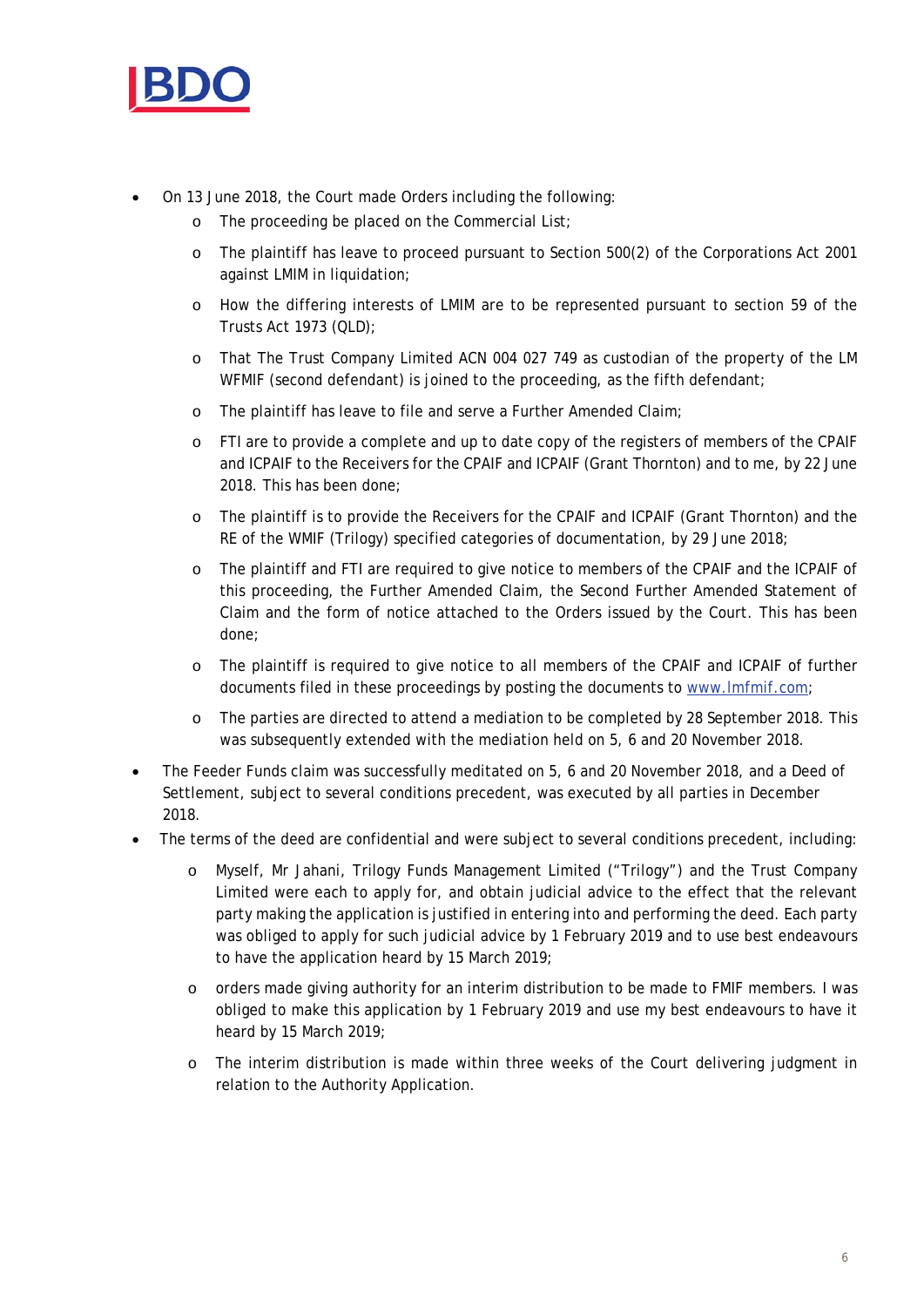- On 13 June 2018, the Court made Orders including the following:
  - The proceeding be placed on the Commercial List;
  - The plaintiff has leave to proceed pursuant to Section 500(2) of the Corporations Act 2001 against LMIM in liquidation;
  - How the differing interests of LMIM are to be represented pursuant to section 59 of the Trusts Act 1973 (QLD);
  - That The Trust Company Limited ACN 004 027 749 as custodian of the property of the LM WFMIF (second defendant) is joined to the proceeding, as the fifth defendant;
  - The plaintiff has leave to file and serve a Further Amended Claim;
  - FTI are to provide a complete and up to date copy of the registers of members of the CPAIF and ICPAIF to the Receivers for the CPAIF and ICPAIF (Grant Thornton) and to me, by 22 June 2018. This has been done;
  - The plaintiff is to provide the Receivers for the CPAIF and ICPAIF (Grant Thornton) and the RE of the WMIF (Trilogy) specified categories of documentation, by 29 June 2018;
  - The plaintiff and FTI are required to give notice to members of the CPAIF and the ICPAIF of this proceeding, the Further Amended Claim, the Second Further Amended Statement of Claim and the form of notice attached to the Orders issued by the Court. This has been done;
  - The plaintiff is required to give notice to all members of the CPAIF and ICPAIF of further documents filed in these proceedings by posting the documents to www.lmfmif.com;
  - The parties are directed to attend a mediation to be completed by 28 September 2018. This was subsequently extended with the mediation held on 5, 6 and 20 November 2018.
- The Feeder Funds claim was successfully meditated on 5, 6 and 20 November 2018, and a Deed of Settlement, subject to several conditions precedent, was executed by all parties in December 2018.
- The terms of the deed are confidential and were subject to several conditions precedent, including:
  - Myself, Mr Jahani, Trilogy Funds Management Limited ("Trilogy") and the Trust Company Limited were each to apply for, and obtain judicial advice to the effect that the relevant party making the application is justified in entering into and performing the deed. Each party was obliged to apply for such judicial advice by 1 February 2019 and to use best endeavours to have the application heard by 15 March 2019;
  - orders made giving authority for an interim distribution to be made to FMIF members. I was obliged to make this application by 1 February 2019 and use my best endeavours to have it heard by 15 March 2019;
  - The interim distribution is made within three weeks of the Court delivering judgment in relation to the Authority Application.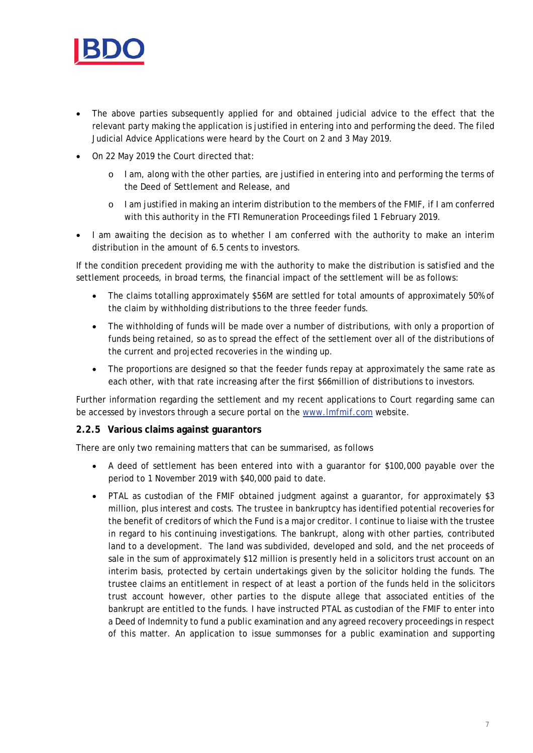- The above parties subsequently applied for and obtained judicial advice to the effect that the relevant party making the application is justified in entering into and performing the deed. The filed Judicial Advice Applications were heard by the Court on 2 and 3 May 2019.
- On 22 May 2019 the Court directed that:
  - I am, along with the other parties, are justified in entering into and performing the terms of the Deed of Settlement and Release, and
  - I am justified in making an interim distribution to the members of the FMIF, if I am conferred with this authority in the FTI Remuneration Proceedings filed 1 February 2019.
- I am awaiting the decision as to whether I am conferred with the authority to make an interim distribution in the amount of 6.5 cents to investors.

If the condition precedent providing me with the authority to make the distribution is satisfied and the settlement proceeds, in broad terms, the financial impact of the settlement will be as follows:

- The claims totalling approximately $56M are settled for total amounts of approximately 50% of the claim by withholding distributions to the three feeder funds.
- The withholding of funds will be made over a number of distributions, with only a proportion of funds being retained, so as to spread the effect of the settlement over all of the distributions of the current and projected recoveries in the winding up.
- The proportions are designed so that the feeder funds repay at approximately the same rate as each other, with that rate increasing after the first $66million of distributions to investors.

Further information regarding the settlement and my recent applications to Court regarding same can be accessed by investors through a secure portal on the [www.lmfmif.com](www.lmfmif.com) website.

### 2.2.5 Various claims against guarantors

There are only two remaining matters that can be summarised, as follows

- A deed of settlement has been entered into with a guarantor for $100,000 payable over the period to 1 November 2019 with $40,000 paid to date.
- PTAL as custodian of the FMIF obtained judgment against a guarantor, for approximately $3 million, plus interest and costs. The trustee in bankruptcy has identified potential recoveries for the benefit of creditors of which the Fund is a major creditor. I continue to liaise with the trustee in regard to his continuing investigations. The bankrupt, along with other parties, contributed land to a development. The land was subdivided, developed and sold, and the net proceeds of sale in the sum of approximately $12 million is presently held in a solicitors trust account on an interim basis, protected by certain undertakings given by the solicitor holding the funds. The trustee claims an entitlement in respect of at least a portion of the funds held in the solicitors trust account however, other parties to the dispute allege that associated entities of the bankrupt are entitled to the funds. I have instructed PTAL as custodian of the FMIF to enter into a Deed of Indemnity to fund a public examination and any agreed recovery proceedings in respect of this matter. An application to issue summonses for a public examination and supporting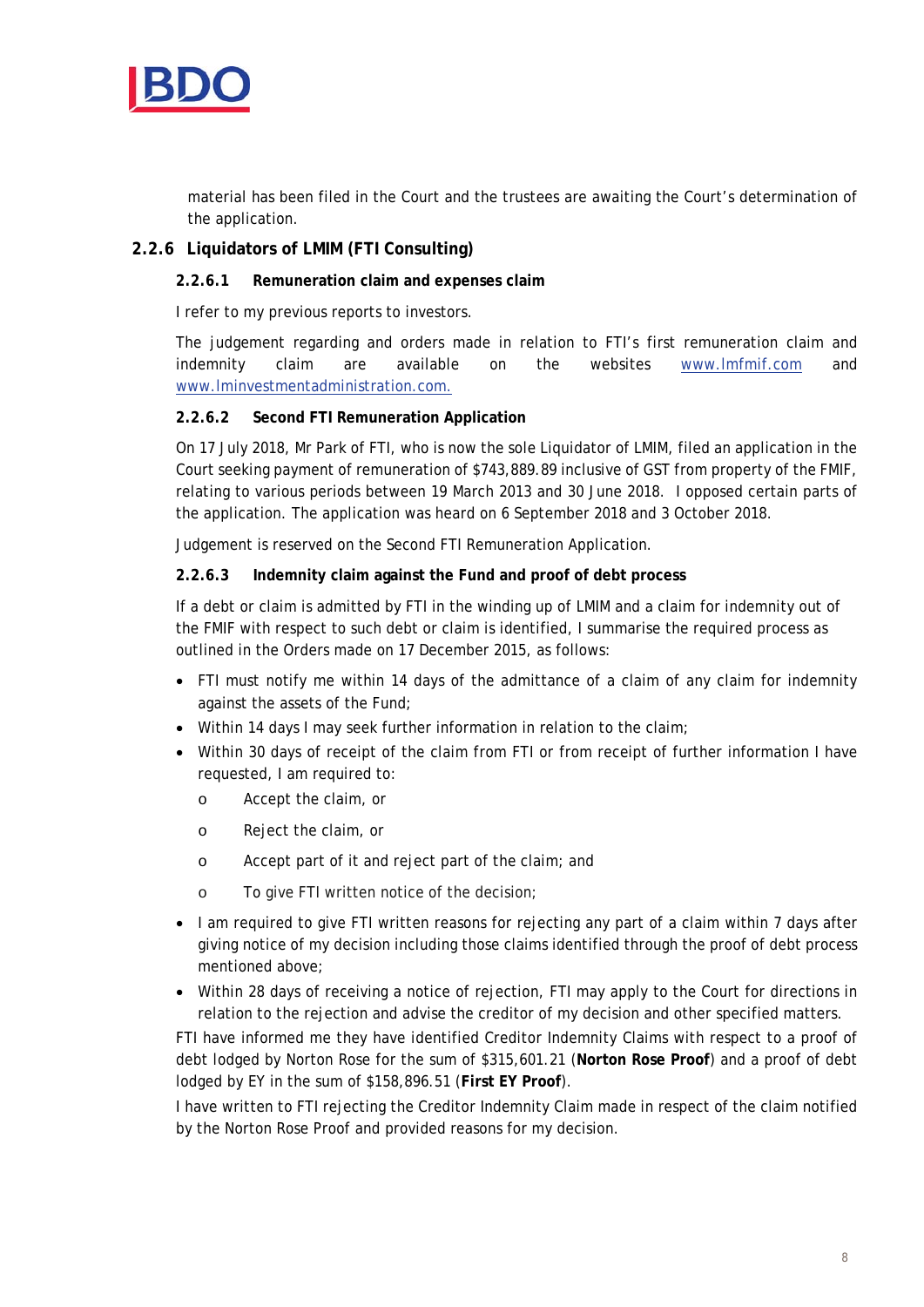material has been filed in the Court and the trustees are awaiting the Court's determination of the application.

### 2.2.6 Liquidators of LMIM (FTI Consulting)

#### 2.2.6.1 Remuneration claim and expenses claim

I refer to my previous reports to investors.

The judgement regarding and orders made in relation to FTI's first remuneration claim and indemnity claim are available on the websites www.lmfmif.com and www.lminvestmentadministration.com.

#### 2.2.6.2 Second FTI Remuneration Application

On 17 July 2018, Mr Park of FTI, who is now the sole Liquidator of LMIM, filed an application in the Court seeking payment of remuneration of $743,889.89 inclusive of GST from property of the FMIF, relating to various periods between 19 March 2013 and 30 June 2018. I opposed certain parts of the application. The application was heard on 6 September 2018 and 3 October 2018.

Judgement is reserved on the Second FTI Remuneration Application.

#### 2.2.6.3 Indemnity claim against the Fund and proof of debt process

If a debt or claim is admitted by FTI in the winding up of LMIM and a claim for indemnity out of the FMIF with respect to such debt or claim is identified, I summarise the required process as outlined in the Orders made on 17 December 2015, as follows:

- FTI must notify me within 14 days of the admittance of a claim of any claim for indemnity against the assets of the Fund;
- Within 14 days I may seek further information in relation to the claim;
- Within 30 days of receipt of the claim from FTI or from receipt of further information I have requested, I am required to:
  - Accept the claim, or
  - Reject the claim, or
  - Accept part of it and reject part of the claim; and
  - To give FTI written notice of the decision;
- I am required to give FTI written reasons for rejecting any part of a claim within 7 days after giving notice of my decision including those claims identified through the proof of debt process mentioned above;
- Within 28 days of receiving a notice of rejection, FTI may apply to the Court for directions in relation to the rejection and advise the creditor of my decision and other specified matters.

FTI have informed me they have identified Creditor Indemnity Claims with respect to a proof of debt lodged by Norton Rose for the sum of $315,601.21 (**Norton Rose Proof**) and a proof of debt lodged by EY in the sum of $158,896.51 (**First EY Proof**).

I have written to FTI rejecting the Creditor Indemnity Claim made in respect of the claim notified by the Norton Rose Proof and provided reasons for my decision.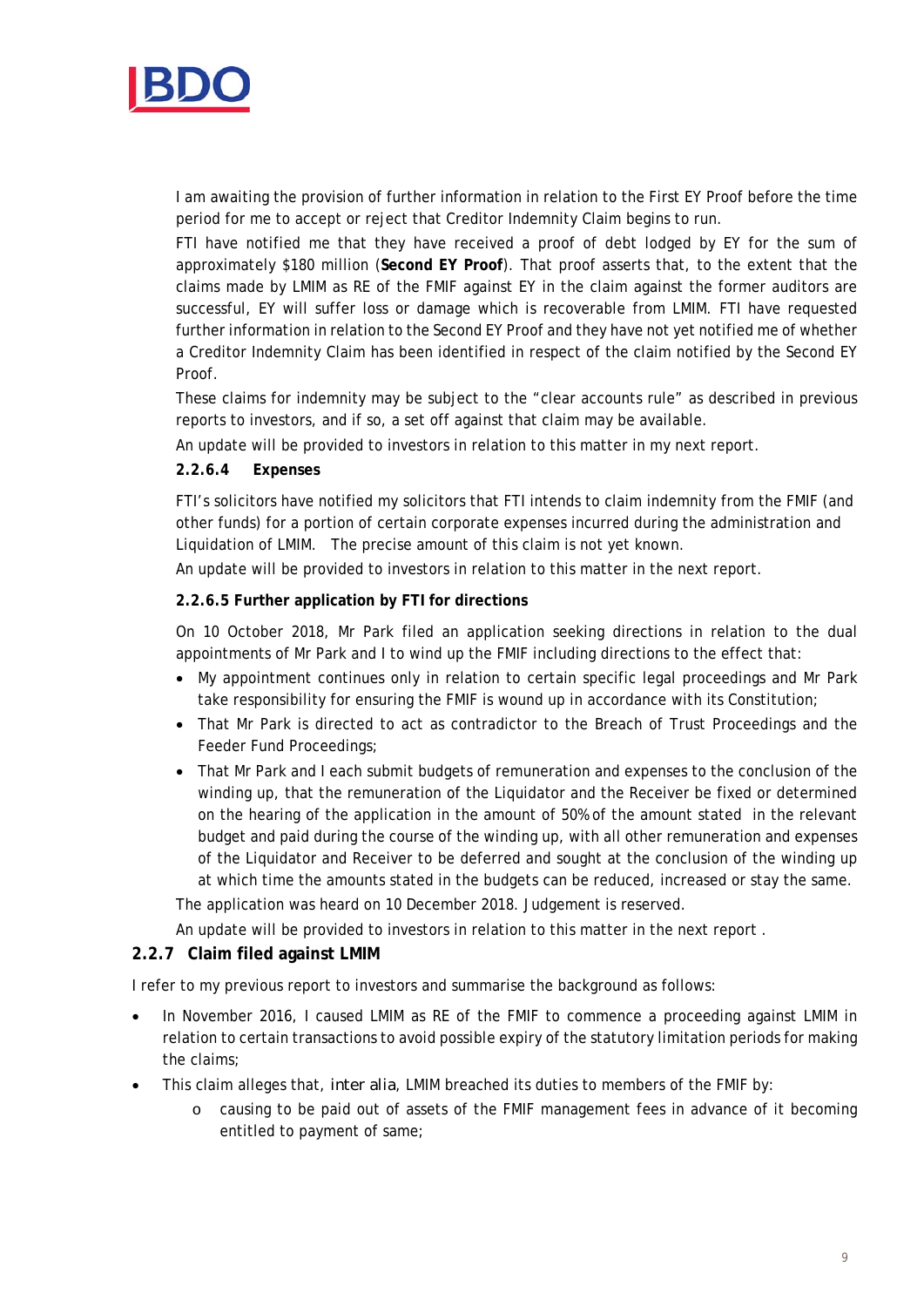I am awaiting the provision of further information in relation to the First EY Proof before the time period for me to accept or reject that Creditor Indemnity Claim begins to run.

FTI have notified me that they have received a proof of debt lodged by EY for the sum of approximately $180 million (**Second EY Proof**). That proof asserts that, to the extent that the claims made by LMIM as RE of the FMIF against EY in the claim against the former auditors are successful, EY will suffer loss or damage which is recoverable from LMIM. FTI have requested further information in relation to the Second EY Proof and they have not yet notified me of whether a Creditor Indemnity Claim has been identified in respect of the claim notified by the Second EY Proof.

These claims for indemnity may be subject to the "clear accounts rule" as described in previous reports to investors, and if so, a set off against that claim may be available.

An update will be provided to investors in relation to this matter in my next report.

#### 2.2.6.4 Expenses

FTI's solicitors have notified my solicitors that FTI intends to claim indemnity from the FMIF (and other funds) for a portion of certain corporate expenses incurred during the administration and Liquidation of LMIM. The precise amount of this claim is not yet known.

An update will be provided to investors in relation to this matter in the next report.

#### 2.2.6.5 Further application by FTI for directions

On 10 October 2018, Mr Park filed an application seeking directions in relation to the dual appointments of Mr Park and I to wind up the FMIF including directions to the effect that:

- My appointment continues only in relation to certain specific legal proceedings and Mr Park take responsibility for ensuring the FMIF is wound up in accordance with its Constitution;
- That Mr Park is directed to act as contradictor to the Breach of Trust Proceedings and the Feeder Fund Proceedings;
- That Mr Park and I each submit budgets of remuneration and expenses to the conclusion of the winding up, that the remuneration of the Liquidator and the Receiver be fixed or determined on the hearing of the application in the amount of 50% of the amount stated in the relevant budget and paid during the course of the winding up, with all other remuneration and expenses of the Liquidator and Receiver to be deferred and sought at the conclusion of the winding up at which time the amounts stated in the budgets can be reduced, increased or stay the same.

The application was heard on 10 December 2018. Judgement is reserved.

An update will be provided to investors in relation to this matter in the next report .

### 2.2.7 Claim filed against LMIM

I refer to my previous report to investors and summarise the background as follows:

- In November 2016, I caused LMIM as RE of the FMIF to commence a proceeding against LMIM in relation to certain transactions to avoid possible expiry of the statutory limitation periods for making the claims;
- This claim alleges that, *inter alia*, LMIM breached its duties to members of the FMIF by:
  - causing to be paid out of assets of the FMIF management fees in advance of it becoming entitled to payment of same;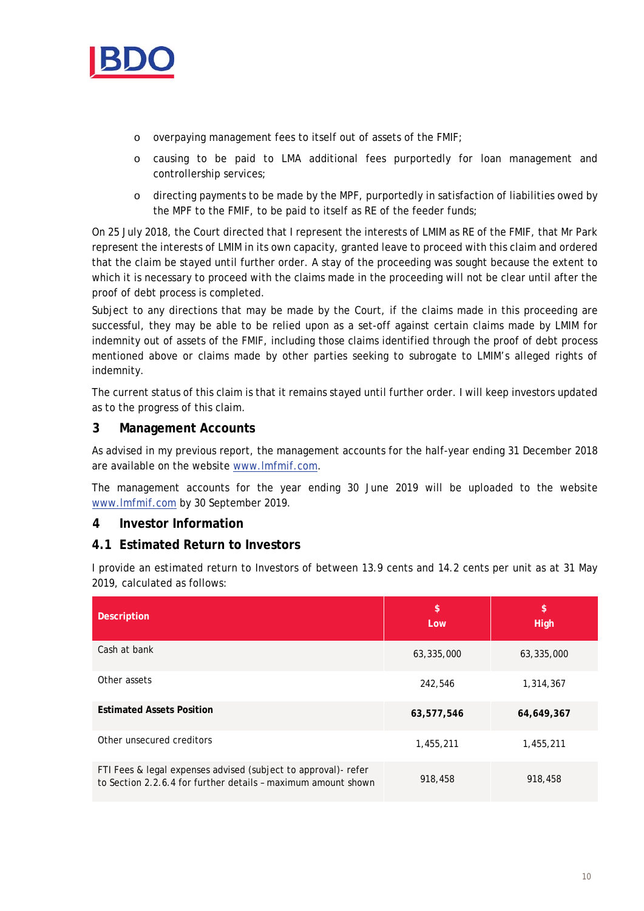- overpaying management fees to itself out of assets of the FMIF;
- causing to be paid to LMA additional fees purportedly for loan management and controllership services;
- directing payments to be made by the MPF, purportedly in satisfaction of liabilities owed by the MPF to the FMIF, to be paid to itself as RE of the feeder funds;

On 25 July 2018, the Court directed that I represent the interests of LMIM as RE of the FMIF, that Mr Park represent the interests of LMIM in its own capacity, granted leave to proceed with this claim and ordered that the claim be stayed until further order. A stay of the proceeding was sought because the extent to which it is necessary to proceed with the claims made in the proceeding will not be clear until after the proof of debt process is completed.

Subject to any directions that may be made by the Court, if the claims made in this proceeding are successful, they may be able to be relied upon as a set-off against certain claims made by LMIM for indemnity out of assets of the FMIF, including those claims identified through the proof of debt process mentioned above or claims made by other parties seeking to subrogate to LMIM's alleged rights of indemnity.

The current status of this claim is that it remains stayed until further order. I will keep investors updated as to the progress of this claim.

## 3 Management Accounts

As advised in my previous report, the management accounts for the half-year ending 31 December 2018 are available on the website www.lmfmif.com.

The management accounts for the year ending 30 June 2019 will be uploaded to the website www.lmfmif.com by 30 September 2019.

## 4 Investor Information

### 4.1 Estimated Return to Investors

I provide an estimated return to Investors of between 13.9 cents and 14.2 cents per unit as at 31 May 2019, calculated as follows:

| Description | $ Low | $ High |
|---|---|---|
| Cash at bank | 63,335,000 | 63,335,000 |
| Other assets | 242,546 | 1,314,367 |
| **Estimated Assets Position** | **63,577,546** | **64,649,367** |
| Other unsecured creditors | 1,455,211 | 1,455,211 |
| FTI Fees & legal expenses advised (subject to approval)- refer to Section 2.2.6.4 for further details – maximum amount shown | 918,458 | 918,458 |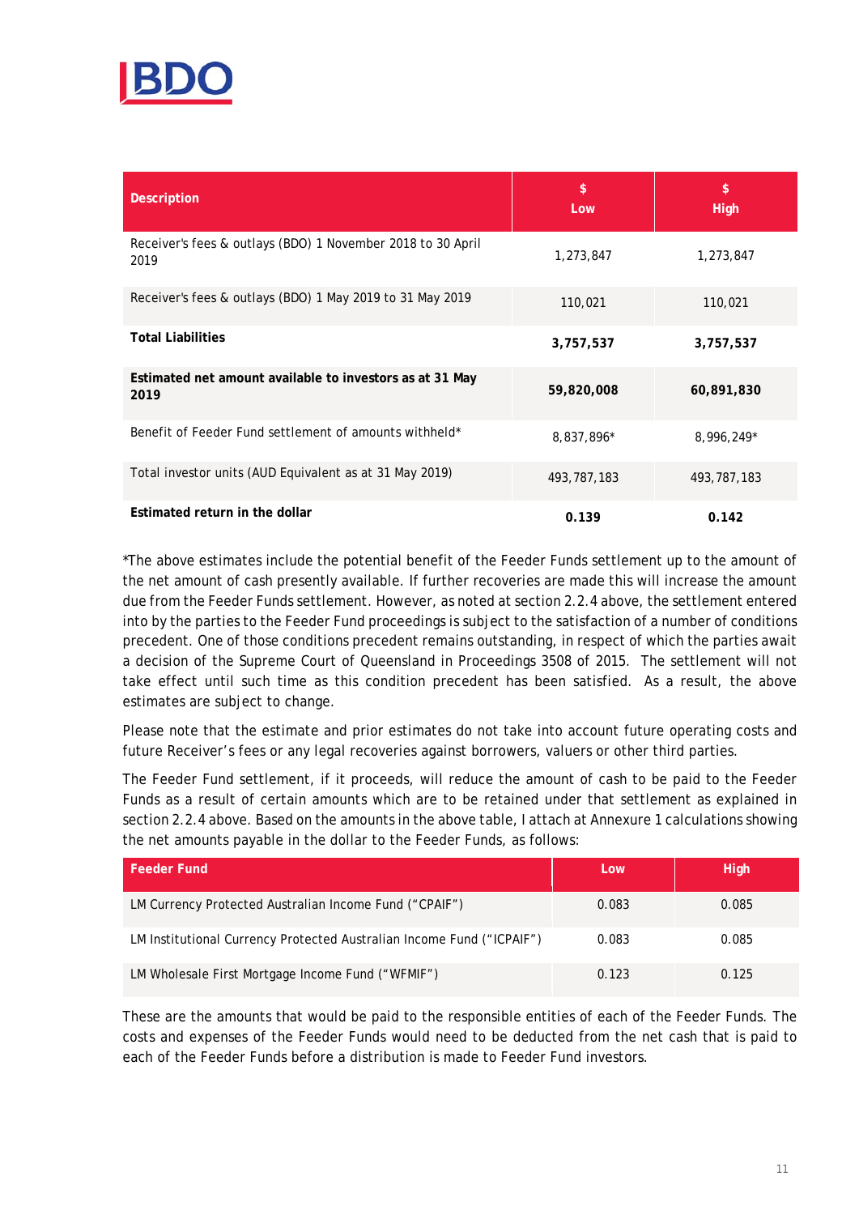| Description | $ Low | $ High |
|---|---|---|
| Receiver's fees & outlays (BDO) 1 November 2018 to 30 April 2019 | 1,273,847 | 1,273,847 |
| Receiver's fees & outlays (BDO) 1 May 2019 to 31 May 2019 | 110,021 | 110,021 |
| **Total Liabilities** | **3,757,537** | **3,757,537** |
| **Estimated net amount available to investors as at 31 May 2019** | **59,820,008** | **60,891,830** |
| Benefit of Feeder Fund settlement of amounts withheld* | 8,837,896* | 8,996,249* |
| Total investor units (AUD Equivalent as at 31 May 2019) | 493,787,183 | 493,787,183 |
| **Estimated return in the dollar** | **0.139** | **0.142** |

*The above estimates include the potential benefit of the Feeder Funds settlement up to the amount of the net amount of cash presently available. If further recoveries are made this will increase the amount due from the Feeder Funds settlement. However, as noted at section 2.2.4 above, the settlement entered into by the parties to the Feeder Fund proceedings is subject to the satisfaction of a number of conditions precedent. One of those conditions precedent remains outstanding, in respect of which the parties await a decision of the Supreme Court of Queensland in Proceedings 3508 of 2015. The settlement will not take effect until such time as this condition precedent has been satisfied. As a result, the above estimates are subject to change.

Please note that the estimate and prior estimates do not take into account future operating costs and future Receiver's fees or any legal recoveries against borrowers, valuers or other third parties.

The Feeder Fund settlement, if it proceeds, will reduce the amount of cash to be paid to the Feeder Funds as a result of certain amounts which are to be retained under that settlement as explained in section 2.2.4 above. Based on the amounts in the above table, I attach at Annexure 1 calculations showing the net amounts payable in the dollar to the Feeder Funds, as follows:

| Feeder Fund | Low | High |
|---|---|---|
| LM Currency Protected Australian Income Fund ("CPAIF") | 0.083 | 0.085 |
| LM Institutional Currency Protected Australian Income Fund ("ICPAIF") | 0.083 | 0.085 |
| LM Wholesale First Mortgage Income Fund ("WFMIF") | 0.123 | 0.125 |

These are the amounts that would be paid to the responsible entities of each of the Feeder Funds. The costs and expenses of the Feeder Funds would need to be deducted from the net cash that is paid to each of the Feeder Funds before a distribution is made to Feeder Fund investors.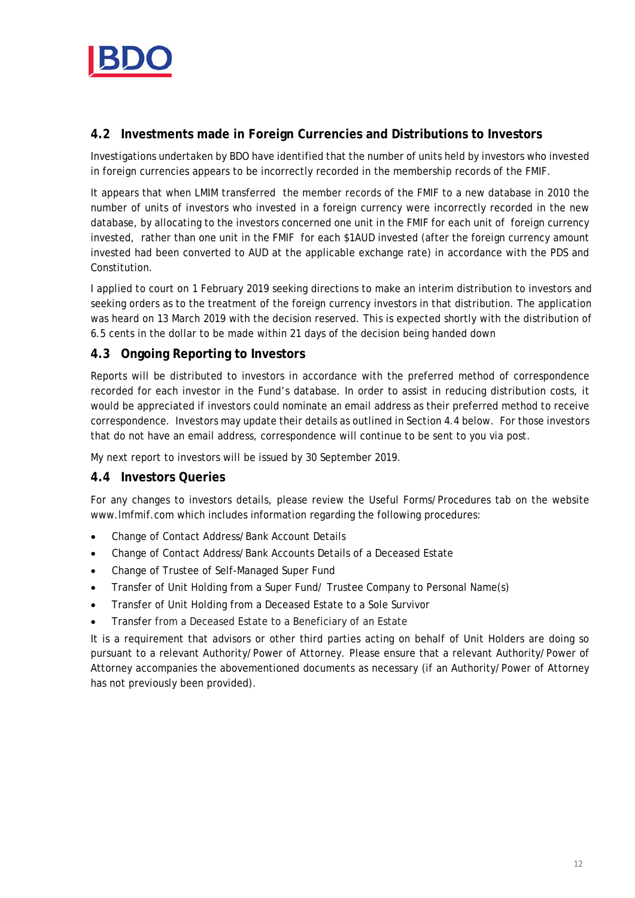## 4.2 Investments made in Foreign Currencies and Distributions to Investors

Investigations undertaken by BDO have identified that the number of units held by investors who invested in foreign currencies appears to be incorrectly recorded in the membership records of the FMIF.

It appears that when LMIM transferred the member records of the FMIF to a new database in 2010 the number of units of investors who invested in a foreign currency were incorrectly recorded in the new database, by allocating to the investors concerned one unit in the FMIF for each unit of foreign currency invested, rather than one unit in the FMIF for each $1AUD invested (after the foreign currency amount invested had been converted to AUD at the applicable exchange rate) in accordance with the PDS and Constitution.

I applied to court on 1 February 2019 seeking directions to make an interim distribution to investors and seeking orders as to the treatment of the foreign currency investors in that distribution. The application was heard on 13 March 2019 with the decision reserved. This is expected shortly with the distribution of 6.5 cents in the dollar to be made within 21 days of the decision being handed down

## 4.3 Ongoing Reporting to Investors

Reports will be distributed to investors in accordance with the preferred method of correspondence recorded for each investor in the Fund's database. In order to assist in reducing distribution costs, it would be appreciated if investors could nominate an email address as their preferred method to receive correspondence. Investors may update their details as outlined in Section 4.4 below. For those investors that do not have an email address, correspondence will continue to be sent to you via post.

My next report to investors will be issued by 30 September 2019.

## 4.4 Investors Queries

For any changes to investors details, please review the Useful Forms/Procedures tab on the website www.lmfmif.com which includes information regarding the following procedures:

- Change of Contact Address/Bank Account Details
- Change of Contact Address/Bank Accounts Details of a Deceased Estate
- Change of Trustee of Self-Managed Super Fund
- Transfer of Unit Holding from a Super Fund/ Trustee Company to Personal Name(s)
- Transfer of Unit Holding from a Deceased Estate to a Sole Survivor
- Transfer from a Deceased Estate to a Beneficiary of an Estate

It is a requirement that advisors or other third parties acting on behalf of Unit Holders are doing so pursuant to a relevant Authority/Power of Attorney. Please ensure that a relevant Authority/Power of Attorney accompanies the abovementioned documents as necessary (if an Authority/Power of Attorney has not previously been provided).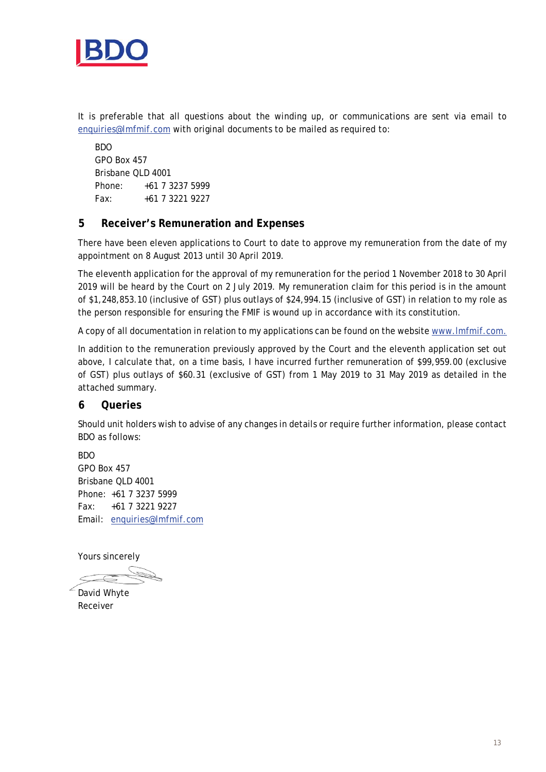It is preferable that all questions about the winding up, or communications are sent via email to enquiries@lmfmif.com with original documents to be mailed as required to:

BDO  
GPO Box 457  
Brisbane QLD 4001  
Phone: +61 7 3237 5999  
Fax: +61 7 3221 9227

## 5 Receiver's Remuneration and Expenses

There have been eleven applications to Court to date to approve my remuneration from the date of my appointment on 8 August 2013 until 30 April 2019.

The eleventh application for the approval of my remuneration for the period 1 November 2018 to 30 April 2019 will be heard by the Court on 2 July 2019. My remuneration claim for this period is in the amount of $1,248,853.10 (inclusive of GST) plus outlays of $24,994.15 (inclusive of GST) in relation to my role as the person responsible for ensuring the FMIF is wound up in accordance with its constitution.

A copy of all documentation in relation to my applications can be found on the website www.lmfmif.com.

In addition to the remuneration previously approved by the Court and the eleventh application set out above, I calculate that, on a time basis, I have incurred further remuneration of $99,959.00 (exclusive of GST) plus outlays of $60.31 (exclusive of GST) from 1 May 2019 to 31 May 2019 as detailed in the attached summary.

## 6 Queries

Should unit holders wish to advise of any changes in details or require further information, please contact BDO as follows:

BDO  
GPO Box 457  
Brisbane QLD 4001  
Phone: +61 7 3237 5999  
Fax: +61 7 3221 9227  
Email: enquiries@lmfmif.com

Yours sincerely

David Whyte  
Receiver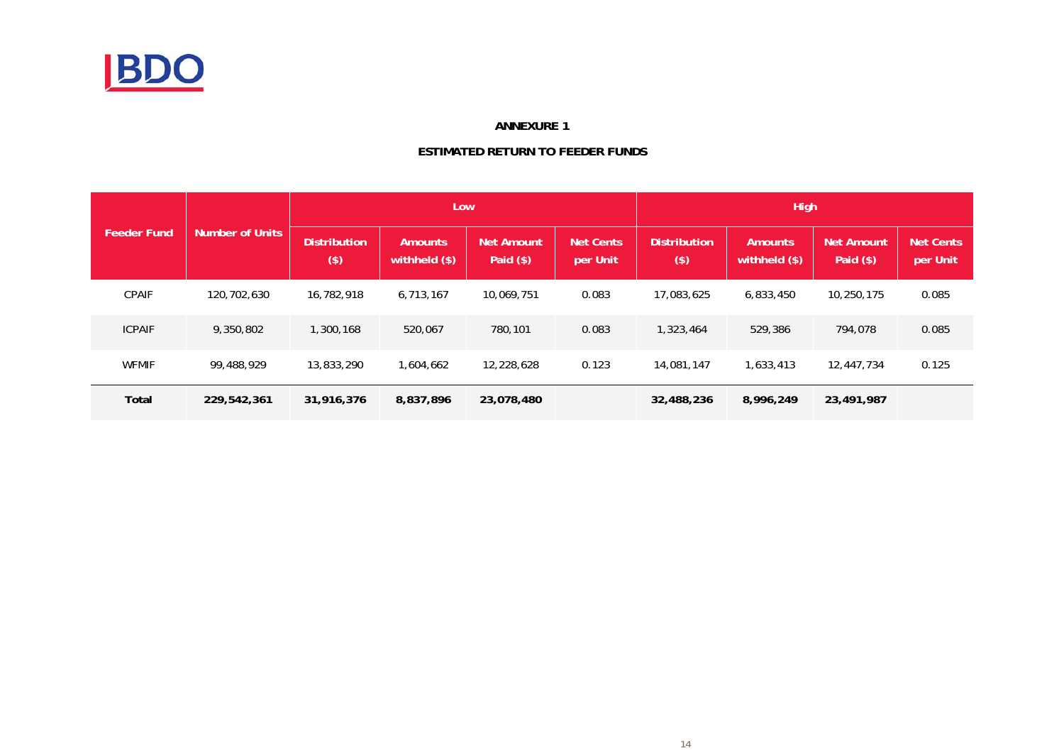**ANNEXURE 1**

**ESTIMATED RETURN TO FEEDER FUNDS**

| Feeder Fund | Number of Units | Low | | | | High | | | |
|---|---|---|---|---|---|---|---|---|---|
| | | Distribution ($) | Amounts withheld ($) | Net Amount Paid ($) | Net Cents per Unit | Distribution ($) | Amounts withheld ($) | Net Amount Paid ($) | Net Cents per Unit |
| CPAIF | 120,702,630 | 16,782,918 | 6,713,167 | 10,069,751 | 0.083 | 17,083,625 | 6,833,450 | 10,250,175 | 0.085 |
| ICPAIF | 9,350,802 | 1,300,168 | 520,067 | 780,101 | 0.083 | 1,323,464 | 529,386 | 794,078 | 0.085 |
| WFMIF | 99,488,929 | 13,833,290 | 1,604,662 | 12,228,628 | 0.123 | 14,081,147 | 1,633,413 | 12,447,734 | 0.125 |
| **Total** | **229,542,361** | **31,916,376** | **8,837,896** | **23,078,480** | | **32,488,236** | **8,996,249** | **23,491,987** | |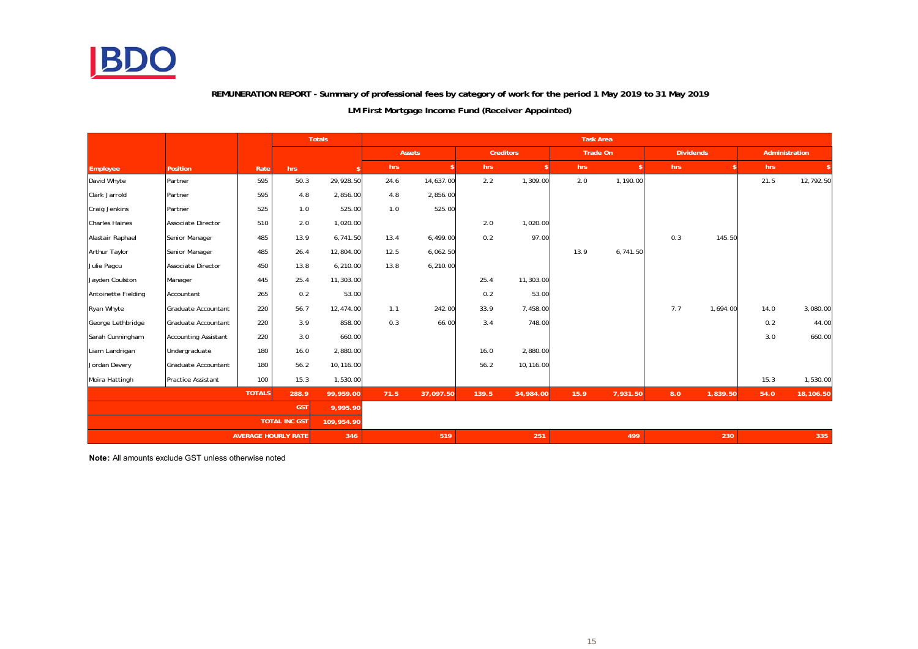**REMUNERATION REPORT - Summary of professional fees by category of work for the period 1 May 2019 to 31 May 2019**

**LM First Mortgage Income Fund (Receiver Appointed)**

| | | | Totals | | Task Area | | | | | | | | | |
|---|---|---|---|---|---|---|---|---|---|---|---|---|---|---|
| | | | | | Assets | | Creditors | | Trade On | | Dividends | | Administration | |
| Employee | Position | Rate | hrs | $ | hrs | $ | hrs | $ | hrs | $ | hrs | $ | hrs | $ |
| David Whyte | Partner | 595 | 50.3 | 29,928.50 | 24.6 | 14,637.00 | 2.2 | 1,309.00 | 2.0 | 1,190.00 | | | 21.5 | 12,792.50 |
| Clark Jarrold | Partner | 595 | 4.8 | 2,856.00 | 4.8 | 2,856.00 | | | | | | | | |
| Craig Jenkins | Partner | 525 | 1.0 | 525.00 | 1.0 | 525.00 | | | | | | | | |
| Charles Haines | Associate Director | 510 | 2.0 | 1,020.00 | | | 2.0 | 1,020.00 | | | | | | |
| Alastair Raphael | Senior Manager | 485 | 13.9 | 6,741.50 | 13.4 | 6,499.00 | 0.2 | 97.00 | | | 0.3 | 145.50 | | |
| Arthur Taylor | Senior Manager | 485 | 26.4 | 12,804.00 | 12.5 | 6,062.50 | | | 13.9 | 6,741.50 | | | | |
| Julie Pagcu | Associate Director | 450 | 13.8 | 6,210.00 | 13.8 | 6,210.00 | | | | | | | | |
| Jayden Coulston | Manager | 445 | 25.4 | 11,303.00 | | | 25.4 | 11,303.00 | | | | | | |
| Antoinette Fielding | Accountant | 265 | 0.2 | 53.00 | | | 0.2 | 53.00 | | | | | | |
| Ryan Whyte | Graduate Accountant | 220 | 56.7 | 12,474.00 | 1.1 | 242.00 | 33.9 | 7,458.00 | | | 7.7 | 1,694.00 | 14.0 | 3,080.00 |
| George Lethbridge | Graduate Accountant | 220 | 3.9 | 858.00 | 0.3 | 66.00 | 3.4 | 748.00 | | | | | 0.2 | 44.00 |
| Sarah Cunningham | Accounting Assistant | 220 | 3.0 | 660.00 | | | | | | | | | 3.0 | 660.00 |
| Liam Landrigan | Undergraduate | 180 | 16.0 | 2,880.00 | | | 16.0 | 2,880.00 | | | | | | |
| Jordan Devery | Graduate Accountant | 180 | 56.2 | 10,116.00 | | | 56.2 | 10,116.00 | | | | | | |
| Moira Hattingh | Practice Assistant | 100 | 15.3 | 1,530.00 | | | | | | | | | 15.3 | 1,530.00 |
| | | TOTALS | 288.9 | 99,959.00 | 71.5 | 37,097.50 | 139.5 | 34,984.00 | 15.9 | 7,931.50 | 8.0 | 1,839.50 | 54.0 | 18,106.50 |
| | | | GST | 9,995.90 | | | | | | | | | | |
| | | | TOTAL INC GST | 109,954.90 | | | | | | | | | | |
| | | AVERAGE HOURLY RATE | | 346 | | 519 | | 251 | | 499 | | 230 | | 335 |

**Note:** All amounts exclude GST unless otherwise noted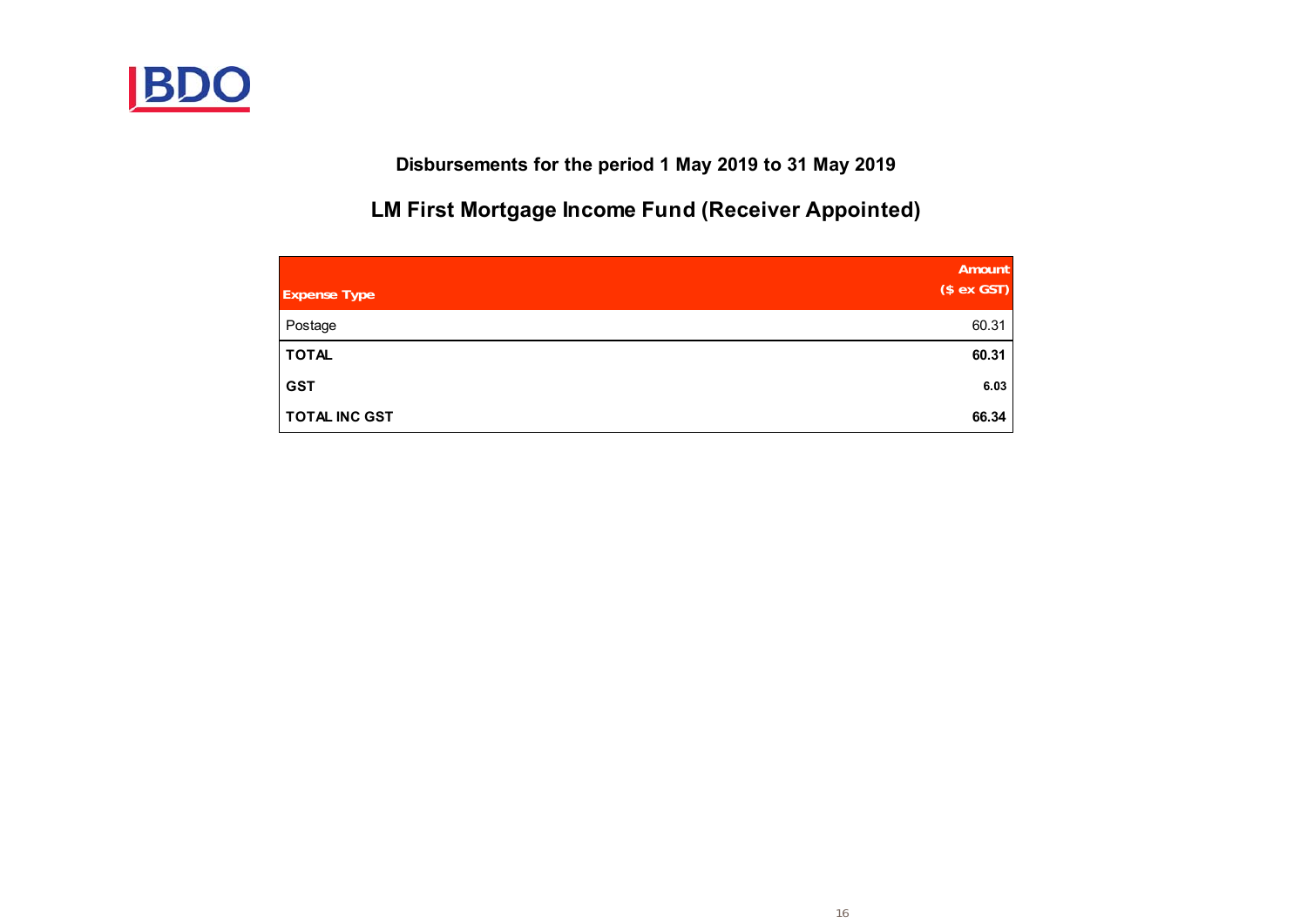BDO

## Disbursements for the period 1 May 2019 to 31 May 2019

## LM First Mortgage Income Fund (Receiver Appointed)

| Expense Type | Amount ($ ex GST) |
|---|---|
| Postage | 60.31 |
| **TOTAL** | **60.31** |
| **GST** | **6.03** |
| **TOTAL INC GST** | **66.34** |